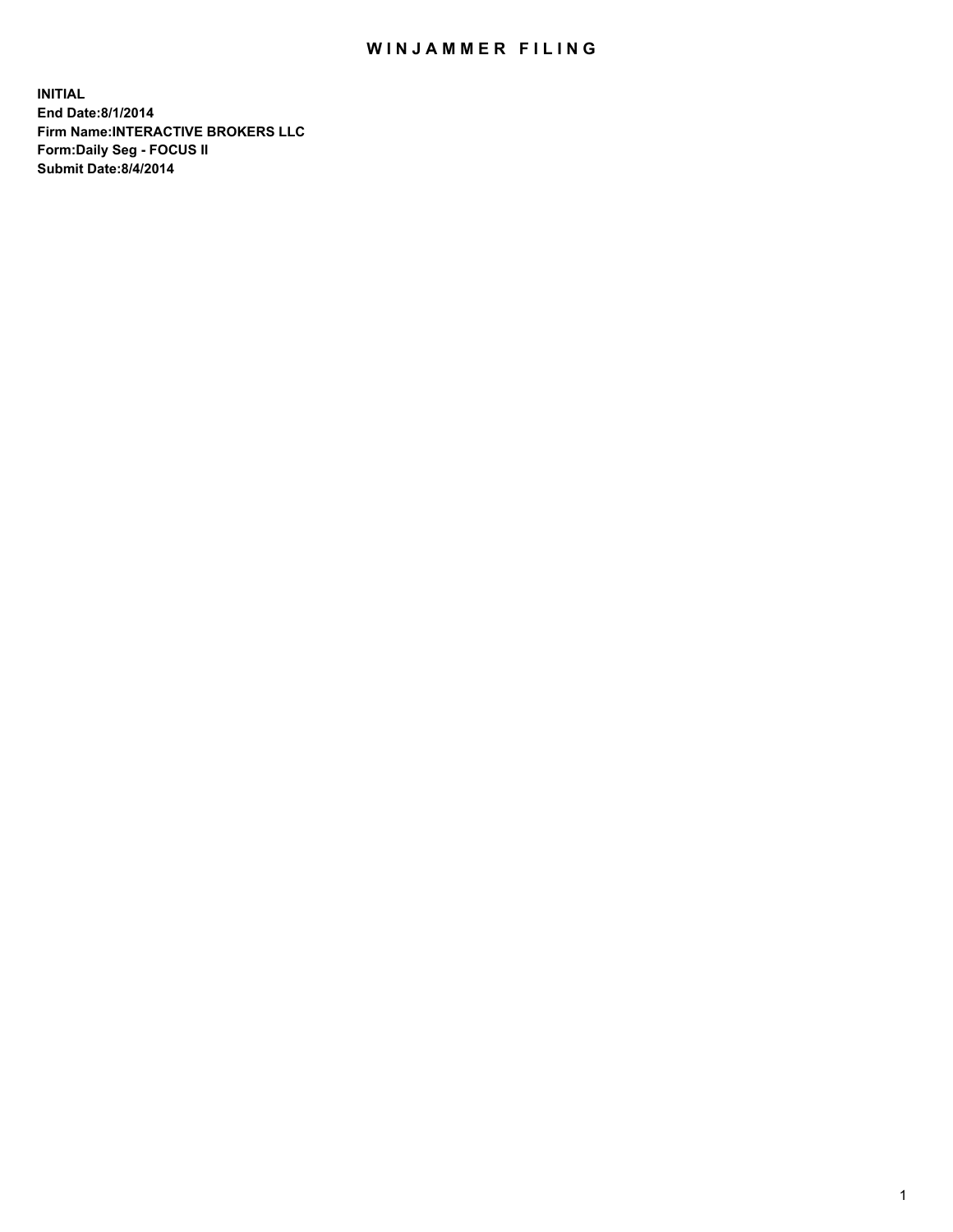# WINJAMMER FILING

**INITIAL**
**End Date:8/1/2014**
**Firm Name:INTERACTIVE BROKERS LLC**
**Form:Daily Seg - FOCUS II**
**Submit Date:8/4/2014**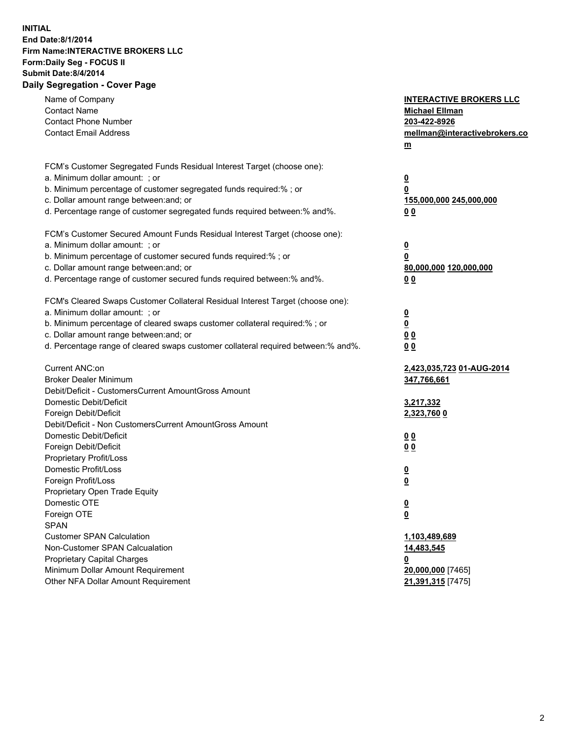**INITIAL**
**End Date:8/1/2014**
**Firm Name:INTERACTIVE BROKERS LLC**
**Form:Daily Seg - FOCUS II**
**Submit Date:8/4/2014**

## Daily Segregation - Cover Page

| | |
|---|---|
| Name of Company | **INTERACTIVE BROKERS LLC** |
| Contact Name | **Michael Ellman** |
| Contact Phone Number | **203-422-8926** |
| Contact Email Address | **mellman@interactivebrokers.com** |
| FCM's Customer Segregated Funds Residual Interest Target (choose one): | |
| a. Minimum dollar amount: ; or | **0** |
| b. Minimum percentage of customer segregated funds required:% ; or | **0** |
| c. Dollar amount range between:and; or | **155,000,000 245,000,000** |
| d. Percentage range of customer segregated funds required between:% and%. | **0 0** |
| FCM's Customer Secured Amount Funds Residual Interest Target (choose one): | |
| a. Minimum dollar amount: ; or | **0** |
| b. Minimum percentage of customer secured funds required:% ; or | **0** |
| c. Dollar amount range between:and; or | **80,000,000 120,000,000** |
| d. Percentage range of customer secured funds required between:% and%. | **0 0** |
| FCM's Cleared Swaps Customer Collateral Residual Interest Target (choose one): | |
| a. Minimum dollar amount: ; or | **0** |
| b. Minimum percentage of cleared swaps customer collateral required:% ; or | **0** |
| c. Dollar amount range between:and; or | **0 0** |
| d. Percentage range of cleared swaps customer collateral required between:% and%. | **0 0** |
| Current ANC:on | **2,423,035,723 01-AUG-2014** |
| Broker Dealer Minimum | **347,766,661** |
| Debit/Deficit - CustomersCurrent AmountGross Amount | |
| Domestic Debit/Deficit | **3,217,332** |
| Foreign Debit/Deficit | **2,323,760 0** |
| Debit/Deficit - Non CustomersCurrent AmountGross Amount | |
| Domestic Debit/Deficit | **0 0** |
| Foreign Debit/Deficit | **0 0** |
| Proprietary Profit/Loss | |
| Domestic Profit/Loss | **0** |
| Foreign Profit/Loss | **0** |
| Proprietary Open Trade Equity | |
| Domestic OTE | **0** |
| Foreign OTE | **0** |
| SPAN | |
| Customer SPAN Calculation | **1,103,489,689** |
| Non-Customer SPAN Calcualation | **14,483,545** |
| Proprietary Capital Charges | **0** |
| Minimum Dollar Amount Requirement | **20,000,000** [7465] |
| Other NFA Dollar Amount Requirement | **21,391,315** [7475] |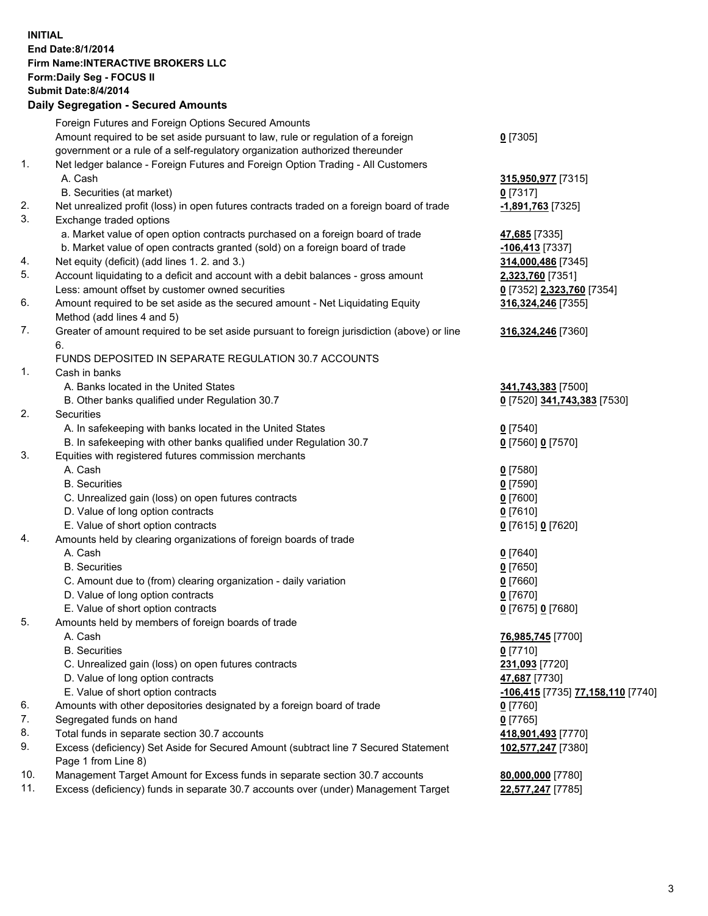**INITIAL**
**End Date:8/1/2014**
**Firm Name:INTERACTIVE BROKERS LLC**
**Form:Daily Seg - FOCUS II**
**Submit Date:8/4/2014**

**Daily Segregation - Secured Amounts**

| | | |
|---|---|---|
| | Foreign Futures and Foreign Options Secured Amounts | |
| | Amount required to be set aside pursuant to law, rule or regulation of a foreign government or a rule of a self-regulatory organization authorized thereunder | **0** [7305] |
| 1. | Net ledger balance - Foreign Futures and Foreign Option Trading - All Customers | |
| | A. Cash | **315,950,977** [7315] |
| | B. Securities (at market) | **0** [7317] |
| 2. | Net unrealized profit (loss) in open futures contracts traded on a foreign board of trade | **-1,891,763** [7325] |
| 3. | Exchange traded options | |
| | a. Market value of open option contracts purchased on a foreign board of trade | **47,685** [7335] |
| | b. Market value of open contracts granted (sold) on a foreign board of trade | **-106,413** [7337] |
| 4. | Net equity (deficit) (add lines 1. 2. and 3.) | **314,000,486** [7345] |
| 5. | Account liquidating to a deficit and account with a debit balances - gross amount | **2,323,760** [7351] |
| | Less: amount offset by customer owned securities | **0** [7352] **2,323,760** [7354] |
| 6. | Amount required to be set aside as the secured amount - Net Liquidating Equity Method (add lines 4 and 5) | **316,324,246** [7355] |
| 7. | Greater of amount required to be set aside pursuant to foreign jurisdiction (above) or line 6. | **316,324,246** [7360] |
| | FUNDS DEPOSITED IN SEPARATE REGULATION 30.7 ACCOUNTS | |
| 1. | Cash in banks | |
| | A. Banks located in the United States | **341,743,383** [7500] |
| | B. Other banks qualified under Regulation 30.7 | **0** [7520] **341,743,383** [7530] |
| 2. | Securities | |
| | A. In safekeeping with banks located in the United States | **0** [7540] |
| | B. In safekeeping with other banks qualified under Regulation 30.7 | **0** [7560] **0** [7570] |
| 3. | Equities with registered futures commission merchants | |
| | A. Cash | **0** [7580] |
| | B. Securities | **0** [7590] |
| | C. Unrealized gain (loss) on open futures contracts | **0** [7600] |
| | D. Value of long option contracts | **0** [7610] |
| | E. Value of short option contracts | **0** [7615] **0** [7620] |
| 4. | Amounts held by clearing organizations of foreign boards of trade | |
| | A. Cash | **0** [7640] |
| | B. Securities | **0** [7650] |
| | C. Amount due to (from) clearing organization - daily variation | **0** [7660] |
| | D. Value of long option contracts | **0** [7670] |
| | E. Value of short option contracts | **0** [7675] **0** [7680] |
| 5. | Amounts held by members of foreign boards of trade | |
| | A. Cash | **76,985,745** [7700] |
| | B. Securities | **0** [7710] |
| | C. Unrealized gain (loss) on open futures contracts | **231,093** [7720] |
| | D. Value of long option contracts | **47,687** [7730] |
| | E. Value of short option contracts | **-106,415** [7735] **77,158,110** [7740] |
| 6. | Amounts with other depositories designated by a foreign board of trade | **0** [7760] |
| 7. | Segregated funds on hand | **0** [7765] |
| 8. | Total funds in separate section 30.7 accounts | **418,901,493** [7770] |
| 9. | Excess (deficiency) Set Aside for Secured Amount (subtract line 7 Secured Statement Page 1 from Line 8) | **102,577,247** [7380] |
| 10. | Management Target Amount for Excess funds in separate section 30.7 accounts | **80,000,000** [7780] |
| 11. | Excess (deficiency) funds in separate 30.7 accounts over (under) Management Target | **22,577,247** [7785] |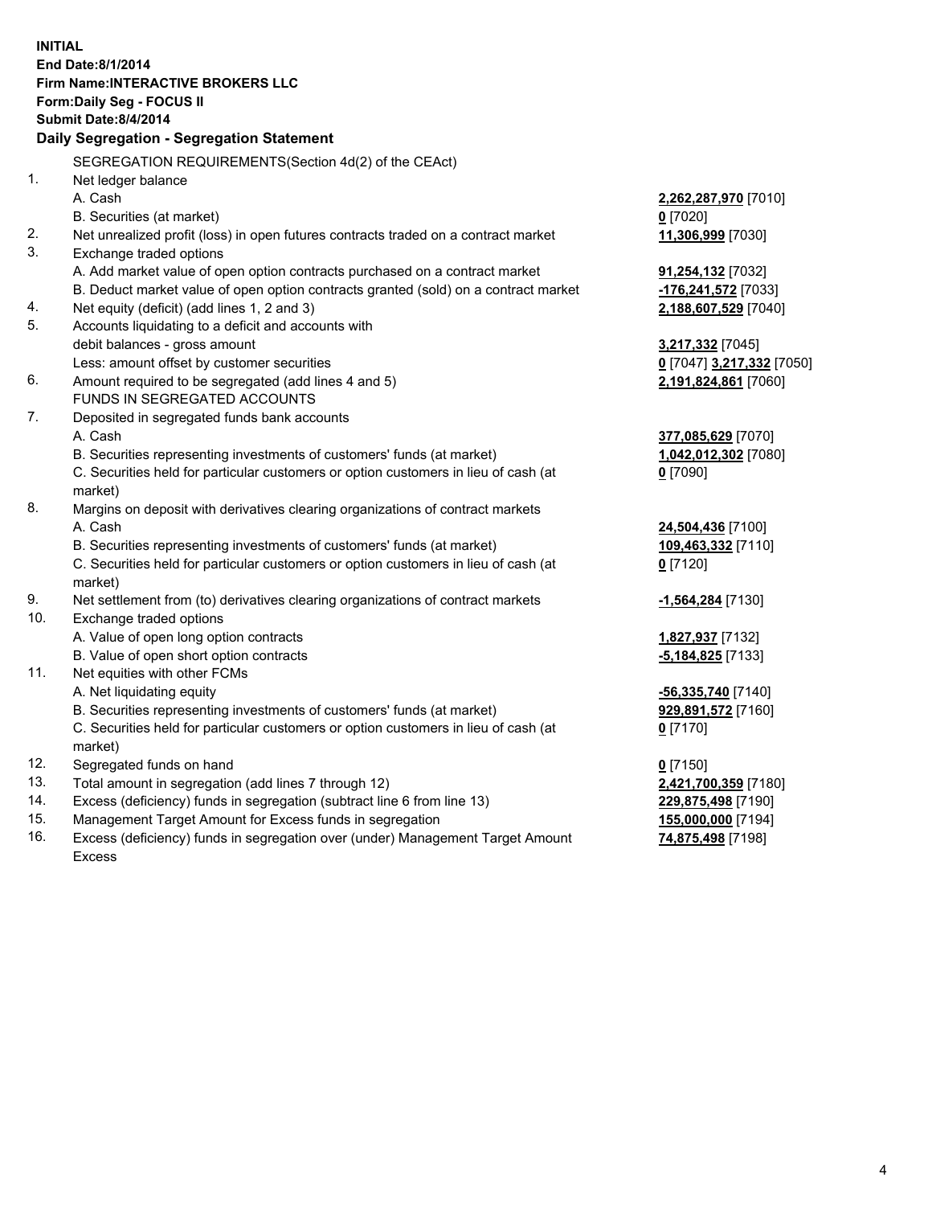**INITIAL**
**End Date:8/1/2014**
**Firm Name:INTERACTIVE BROKERS LLC**
**Form:Daily Seg - FOCUS II**
**Submit Date:8/4/2014**

**Daily Segregation - Segregation Statement**

| | | |
|---|---|---|
| | SEGREGATION REQUIREMENTS(Section 4d(2) of the CEAct) | |
| 1. | Net ledger balance | |
| | A. Cash | **2,262,287,970** [7010] |
| | B. Securities (at market) | **0** [7020] |
| 2. | Net unrealized profit (loss) in open futures contracts traded on a contract market | **11,306,999** [7030] |
| 3. | Exchange traded options | |
| | A. Add market value of open option contracts purchased on a contract market | **91,254,132** [7032] |
| | B. Deduct market value of open option contracts granted (sold) on a contract market | **-176,241,572** [7033] |
| 4. | Net equity (deficit) (add lines 1, 2 and 3) | **2,188,607,529** [7040] |
| 5. | Accounts liquidating to a deficit and accounts with debit balances - gross amount | **3,217,332** [7045] |
| | Less: amount offset by customer securities | **0** [7047] **3,217,332** [7050] |
| 6. | Amount required to be segregated (add lines 4 and 5) | **2,191,824,861** [7060] |
| | FUNDS IN SEGREGATED ACCOUNTS | |
| 7. | Deposited in segregated funds bank accounts | |
| | A. Cash | **377,085,629** [7070] |
| | B. Securities representing investments of customers' funds (at market) | **1,042,012,302** [7080] |
| | C. Securities held for particular customers or option customers in lieu of cash (at market) | **0** [7090] |
| 8. | Margins on deposit with derivatives clearing organizations of contract markets | |
| | A. Cash | **24,504,436** [7100] |
| | B. Securities representing investments of customers' funds (at market) | **109,463,332** [7110] |
| | C. Securities held for particular customers or option customers in lieu of cash (at market) | **0** [7120] |
| 9. | Net settlement from (to) derivatives clearing organizations of contract markets | **-1,564,284** [7130] |
| 10. | Exchange traded options | |
| | A. Value of open long option contracts | **1,827,937** [7132] |
| | B. Value of open short option contracts | **-5,184,825** [7133] |
| 11. | Net equities with other FCMs | |
| | A. Net liquidating equity | **-56,335,740** [7140] |
| | B. Securities representing investments of customers' funds (at market) | **929,891,572** [7160] |
| | C. Securities held for particular customers or option customers in lieu of cash (at market) | **0** [7170] |
| 12. | Segregated funds on hand | **0** [7150] |
| 13. | Total amount in segregation (add lines 7 through 12) | **2,421,700,359** [7180] |
| 14. | Excess (deficiency) funds in segregation (subtract line 6 from line 13) | **229,875,498** [7190] |
| 15. | Management Target Amount for Excess funds in segregation | **155,000,000** [7194] |
| 16. | Excess (deficiency) funds in segregation over (under) Management Target Amount Excess | **74,875,498** [7198] |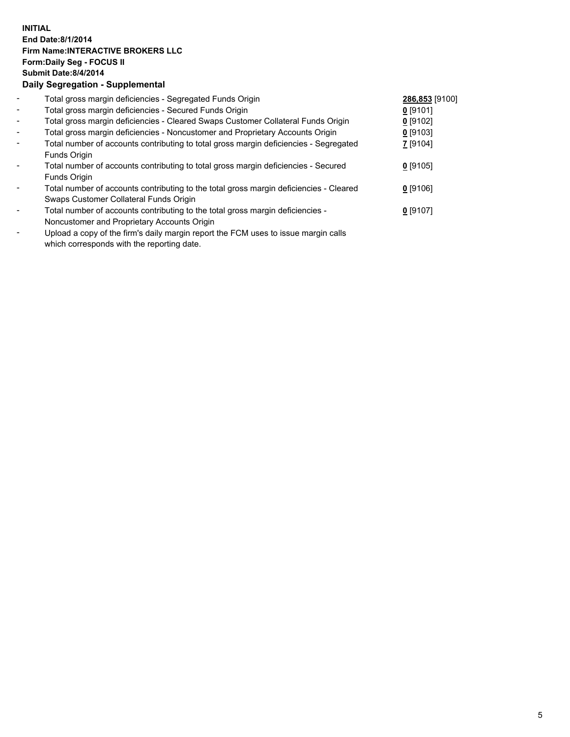**INITIAL**
**End Date:8/1/2014**
**Firm Name:INTERACTIVE BROKERS LLC**
**Form:Daily Seg - FOCUS II**
**Submit Date:8/4/2014**
**Daily Segregation - Supplemental**

| | | |
|---|---|---|
| - | Total gross margin deficiencies - Segregated Funds Origin | **286,853** [9100] |
| - | Total gross margin deficiencies - Secured Funds Origin | **0** [9101] |
| - | Total gross margin deficiencies - Cleared Swaps Customer Collateral Funds Origin | **0** [9102] |
| - | Total gross margin deficiencies - Noncustomer and Proprietary Accounts Origin | **0** [9103] |
| - | Total number of accounts contributing to total gross margin deficiencies - Segregated Funds Origin | **7** [9104] |
| - | Total number of accounts contributing to total gross margin deficiencies - Secured Funds Origin | **0** [9105] |
| - | Total number of accounts contributing to the total gross margin deficiencies - Cleared Swaps Customer Collateral Funds Origin | **0** [9106] |
| - | Total number of accounts contributing to the total gross margin deficiencies - Noncustomer and Proprietary Accounts Origin | **0** [9107] |
| - | Upload a copy of the firm's daily margin report the FCM uses to issue margin calls which corresponds with the reporting date. | |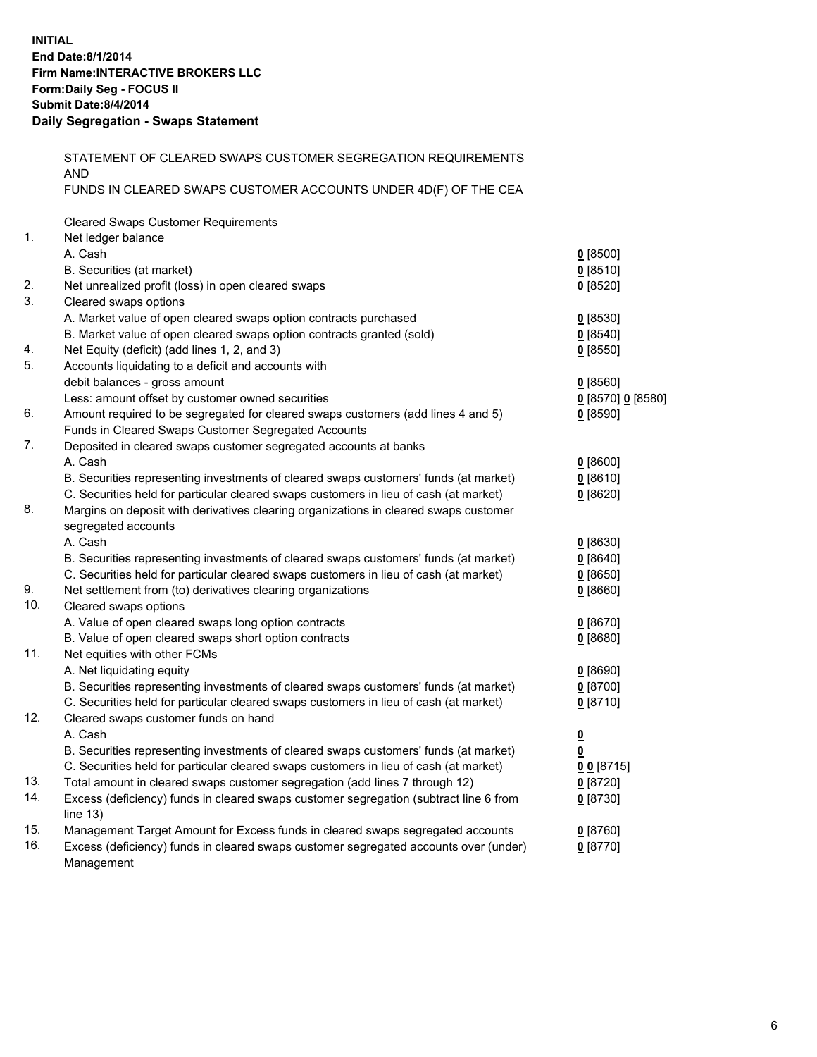**INITIAL**
**End Date:8/1/2014**
**Firm Name:INTERACTIVE BROKERS LLC**
**Form:Daily Seg - FOCUS II**
**Submit Date:8/4/2014**
**Daily Segregation - Swaps Statement**

STATEMENT OF CLEARED SWAPS CUSTOMER SEGREGATION REQUIREMENTS AND FUNDS IN CLEARED SWAPS CUSTOMER ACCOUNTS UNDER 4D(F) OF THE CEA

| | | |
|---|---|---|
| | Cleared Swaps Customer Requirements | |
| 1. | Net ledger balance | |
| | A. Cash | 0 [8500] |
| | B. Securities (at market) | 0 [8510] |
| 2. | Net unrealized profit (loss) in open cleared swaps | 0 [8520] |
| 3. | Cleared swaps options | |
| | A. Market value of open cleared swaps option contracts purchased | 0 [8530] |
| | B. Market value of open cleared swaps option contracts granted (sold) | 0 [8540] |
| 4. | Net Equity (deficit) (add lines 1, 2, and 3) | 0 [8550] |
| 5. | Accounts liquidating to a deficit and accounts with | |
| | debit balances - gross amount | 0 [8560] |
| | Less: amount offset by customer owned securities | 0 [8570] 0 [8580] |
| 6. | Amount required to be segregated for cleared swaps customers (add lines 4 and 5) | 0 [8590] |
| | Funds in Cleared Swaps Customer Segregated Accounts | |
| 7. | Deposited in cleared swaps customer segregated accounts at banks | |
| | A. Cash | 0 [8600] |
| | B. Securities representing investments of cleared swaps customers' funds (at market) | 0 [8610] |
| | C. Securities held for particular cleared swaps customers in lieu of cash (at market) | 0 [8620] |
| 8. | Margins on deposit with derivatives clearing organizations in cleared swaps customer segregated accounts | |
| | A. Cash | 0 [8630] |
| | B. Securities representing investments of cleared swaps customers' funds (at market) | 0 [8640] |
| | C. Securities held for particular cleared swaps customers in lieu of cash (at market) | 0 [8650] |
| 9. | Net settlement from (to) derivatives clearing organizations | 0 [8660] |
| 10. | Cleared swaps options | |
| | A. Value of open cleared swaps long option contracts | 0 [8670] |
| | B. Value of open cleared swaps short option contracts | 0 [8680] |
| 11. | Net equities with other FCMs | |
| | A. Net liquidating equity | 0 [8690] |
| | B. Securities representing investments of cleared swaps customers' funds (at market) | 0 [8700] |
| | C. Securities held for particular cleared swaps customers in lieu of cash (at market) | 0 [8710] |
| 12. | Cleared swaps customer funds on hand | |
| | A. Cash | 0 |
| | B. Securities representing investments of cleared swaps customers' funds (at market) | 0 |
| | C. Securities held for particular cleared swaps customers in lieu of cash (at market) | 0 0 [8715] |
| 13. | Total amount in cleared swaps customer segregation (add lines 7 through 12) | 0 [8720] |
| 14. | Excess (deficiency) funds in cleared swaps customer segregation (subtract line 6 from line 13) | 0 [8730] |
| 15. | Management Target Amount for Excess funds in cleared swaps segregated accounts | 0 [8760] |
| 16. | Excess (deficiency) funds in cleared swaps customer segregated accounts over (under) Management | 0 [8770] |